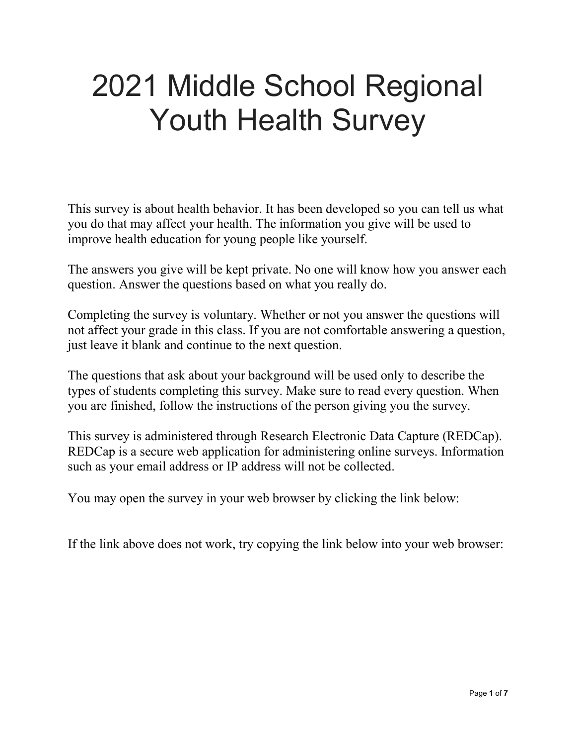# 2021 Middle School Regional Youth Health Survey

This survey is about health behavior. It has been developed so you can tell us what you do that may affect your health. The information you give will be used to improve health education for young people like yourself.

The answers you give will be kept private. No one will know how you answer each question. Answer the questions based on what you really do.

Completing the survey is voluntary. Whether or not you answer the questions will not affect your grade in this class. If you are not comfortable answering a question, just leave it blank and continue to the next question.

The questions that ask about your background will be used only to describe the types of students completing this survey. Make sure to read every question. When you are finished, follow the instructions of the person giving you the survey.

This survey is administered through Research Electronic Data Capture (REDCap). REDCap is a secure web application for administering online surveys. Information such as your email address or IP address will not be collected.

You may open the survey in your web browser by clicking the link below:

If the link above does not work, try copying the link below into your web browser: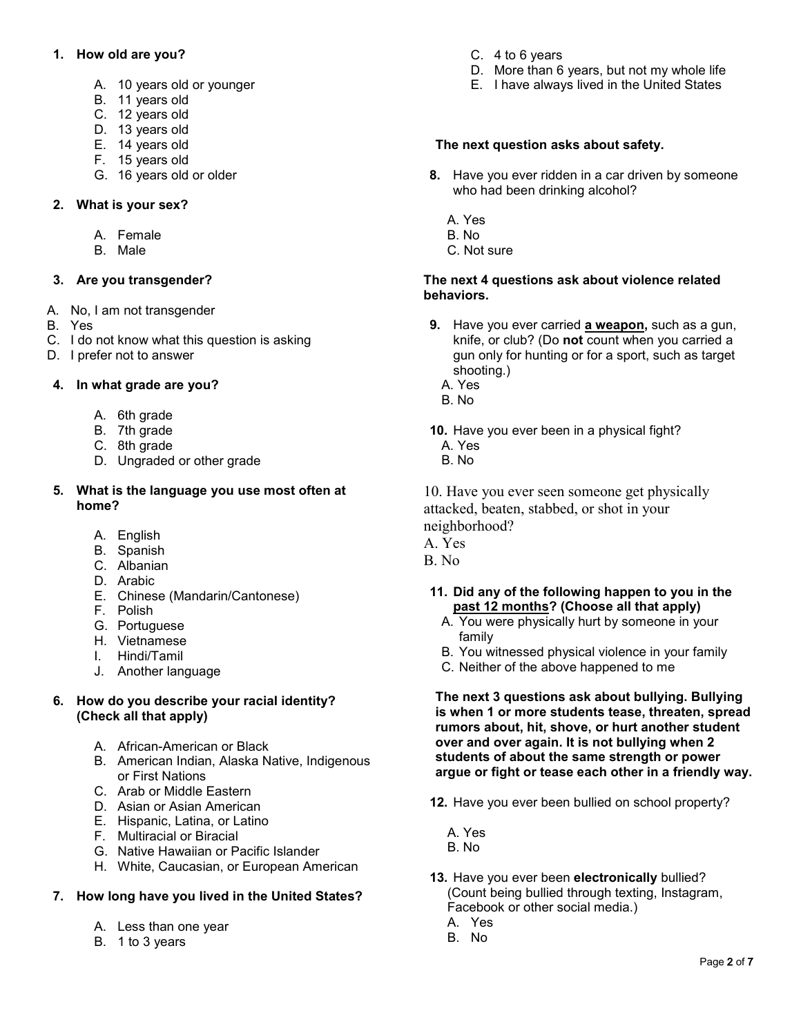**1. How old are you?**

A. 10 years old or younger
B. 11 years old
C. 12 years old
D. 13 years old
E. 14 years old
F. 15 years old
G. 16 years old or older

**2. What is your sex?**

A. Female
B. Male

**3. Are you transgender?**

A. No, I am not transgender
B. Yes
C. I do not know what this question is asking
D. I prefer not to answer

**4. In what grade are you?**

A. 6th grade
B. 7th grade
C. 8th grade
D. Ungraded or other grade

**5. What is the language you use most often at home?**

A. English
B. Spanish
C. Albanian
D. Arabic
E. Chinese (Mandarin/Cantonese)
F. Polish
G. Portuguese
H. Vietnamese
I. Hindi/Tamil
J. Another language

**6. How do you describe your racial identity? (Check all that apply)**

A. African-American or Black
B. American Indian, Alaska Native, Indigenous or First Nations
C. Arab or Middle Eastern
D. Asian or Asian American
E. Hispanic, Latina, or Latino
F. Multiracial or Biracial
G. Native Hawaiian or Pacific Islander
H. White, Caucasian, or European American

**7. How long have you lived in the United States?**

A. Less than one year
B. 1 to 3 years
C. 4 to 6 years
D. More than 6 years, but not my whole life
E. I have always lived in the United States

**The next question asks about safety.**

**8.** Have you ever ridden in a car driven by someone who had been drinking alcohol?

A. Yes
B. No
C. Not sure

**The next 4 questions ask about violence related behaviors.**

**9.** Have you ever carried **a weapon,** such as a gun, knife, or club? (Do **not** count when you carried a gun only for hunting or for a sport, such as target shooting.)

A. Yes
B. No

**10.** Have you ever been in a physical fight?

A. Yes
B. No

10. Have you ever seen someone get physically attacked, beaten, stabbed, or shot in your neighborhood?

A. Yes
B. No

**11. Did any of the following happen to you in the past 12 months? (Choose all that apply)**

A. You were physically hurt by someone in your family
B. You witnessed physical violence in your family
C. Neither of the above happened to me

**The next 3 questions ask about bullying. Bullying is when 1 or more students tease, threaten, spread rumors about, hit, shove, or hurt another student over and over again. It is not bullying when 2 students of about the same strength or power argue or fight or tease each other in a friendly way.**

**12.** Have you ever been bullied on school property?

A. Yes
B. No

**13.** Have you ever been **electronically** bullied? (Count being bullied through texting, Instagram, Facebook or other social media.)

A. Yes
B. No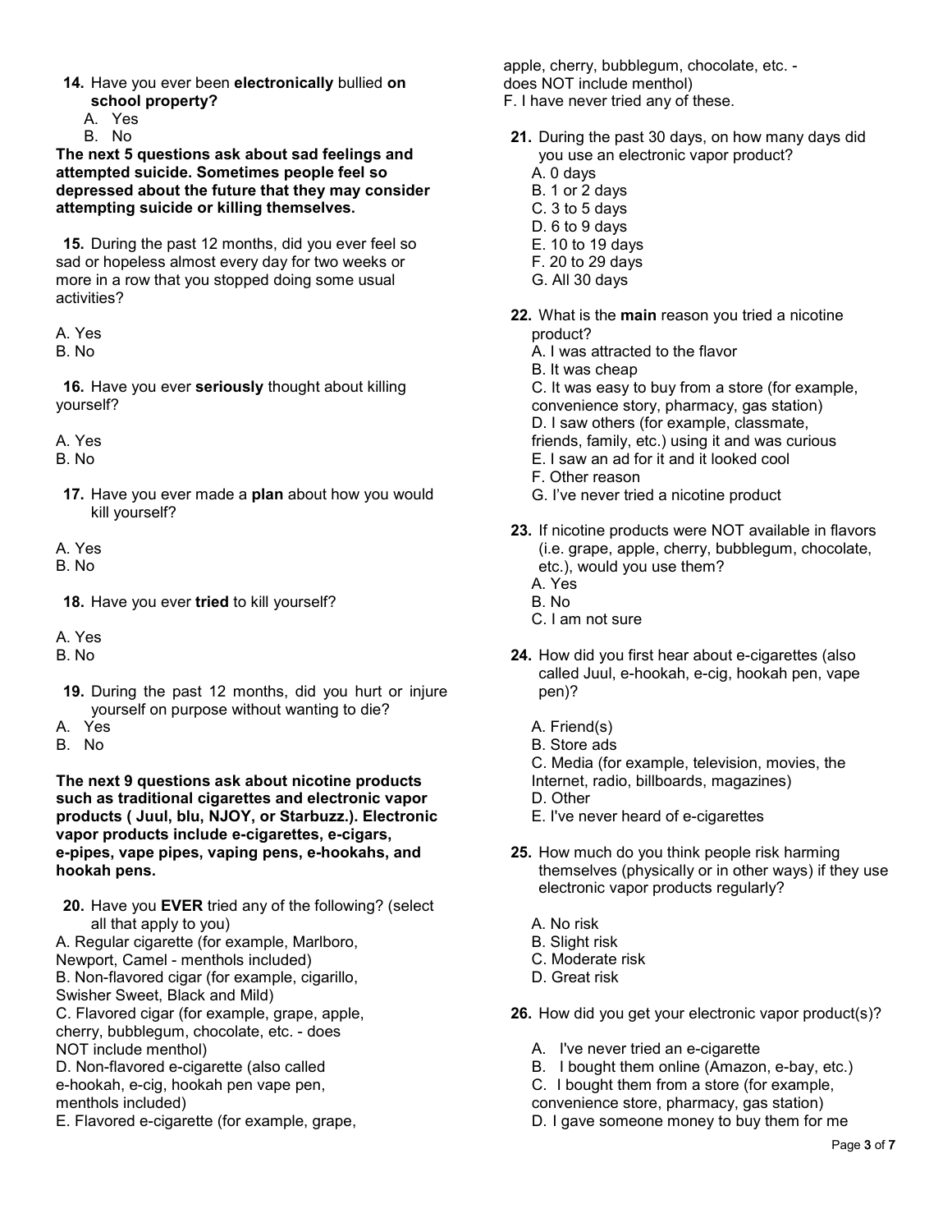**14.** Have you ever been **electronically** bullied **on school property?**

A. Yes
B. No

**The next 5 questions ask about sad feelings and attempted suicide. Sometimes people feel so depressed about the future that they may consider attempting suicide or killing themselves.**

**15.** During the past 12 months, did you ever feel so sad or hopeless almost every day for two weeks or more in a row that you stopped doing some usual activities?

A. Yes
B. No

**16.** Have you ever **seriously** thought about killing yourself?

A. Yes
B. No

**17.** Have you ever made a **plan** about how you would kill yourself?

A. Yes
B. No

**18.** Have you ever **tried** to kill yourself?

A. Yes
B. No

**19.** During the past 12 months, did you hurt or injure yourself on purpose without wanting to die?

A. Yes
B. No

**The next 9 questions ask about nicotine products such as traditional cigarettes and electronic vapor products ( Juul, blu, NJOY, or Starbuzz.). Electronic vapor products include e-cigarettes, e-cigars, e-pipes, vape pipes, vaping pens, e-hookahs, and hookah pens.**

**20.** Have you **EVER** tried any of the following? (select all that apply to you)

A. Regular cigarette (for example, Marlboro, Newport, Camel - menthols included)
B. Non-flavored cigar (for example, cigarillo, Swisher Sweet, Black and Mild)
C. Flavored cigar (for example, grape, apple, cherry, bubblegum, chocolate, etc. - does NOT include menthol)
D. Non-flavored e-cigarette (also called e-hookah, e-cig, hookah pen vape pen, menthols included)
E. Flavored e-cigarette (for example, grape, apple, cherry, bubblegum, chocolate, etc. - does NOT include menthol)
F. I have never tried any of these.

**21.** During the past 30 days, on how many days did you use an electronic vapor product?

A. 0 days
B. 1 or 2 days
C. 3 to 5 days
D. 6 to 9 days
E. 10 to 19 days
F. 20 to 29 days
G. All 30 days

**22.** What is the **main** reason you tried a nicotine product?

A. I was attracted to the flavor
B. It was cheap
C. It was easy to buy from a store (for example, convenience story, pharmacy, gas station)
D. I saw others (for example, classmate, friends, family, etc.) using it and was curious
E. I saw an ad for it and it looked cool
F. Other reason
G. I've never tried a nicotine product

**23.** If nicotine products were NOT available in flavors (i.e. grape, apple, cherry, bubblegum, chocolate, etc.), would you use them?

A. Yes
B. No
C. I am not sure

**24.** How did you first hear about e-cigarettes (also called Juul, e-hookah, e-cig, hookah pen, vape pen)?

A. Friend(s)
B. Store ads
C. Media (for example, television, movies, the Internet, radio, billboards, magazines)
D. Other
E. I've never heard of e-cigarettes

**25.** How much do you think people risk harming themselves (physically or in other ways) if they use electronic vapor products regularly?

A. No risk
B. Slight risk
C. Moderate risk
D. Great risk

**26.** How did you get your electronic vapor product(s)?

A. I've never tried an e-cigarette
B. I bought them online (Amazon, e-bay, etc.)
C. I bought them from a store (for example, convenience store, pharmacy, gas station)
D. I gave someone money to buy them for me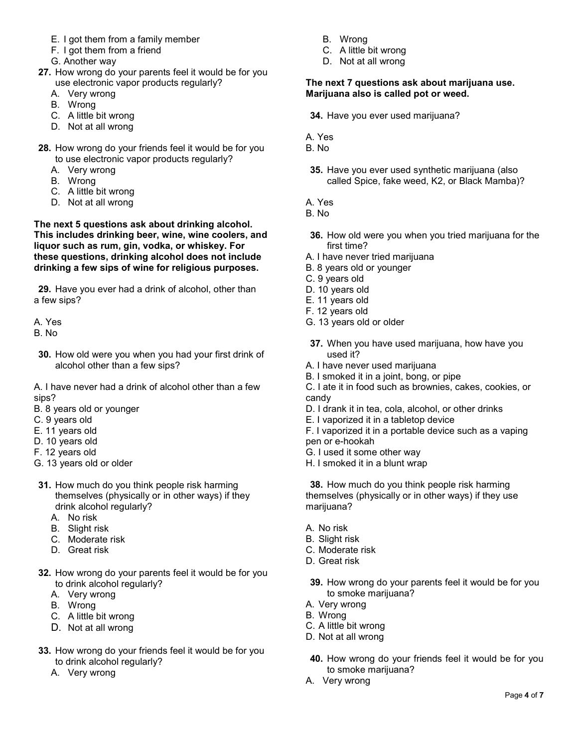E. I got them from a family member
F. I got them from a friend
G. Another way

**27.** How wrong do your parents feel it would be for you use electronic vapor products regularly?

A. Very wrong
B. Wrong
C. A little bit wrong
D. Not at all wrong

**28.** How wrong do your friends feel it would be for you to use electronic vapor products regularly?

A. Very wrong
B. Wrong
C. A little bit wrong
D. Not at all wrong

**The next 5 questions ask about drinking alcohol. This includes drinking beer, wine, wine coolers, and liquor such as rum, gin, vodka, or whiskey. For these questions, drinking alcohol does not include drinking a few sips of wine for religious purposes.**

**29.** Have you ever had a drink of alcohol, other than a few sips?

A. Yes
B. No

**30.** How old were you when you had your first drink of alcohol other than a few sips?

A. I have never had a drink of alcohol other than a few sips?
B. 8 years old or younger
C. 9 years old
E. 11 years old
D. 10 years old
F. 12 years old
G. 13 years old or older

**31.** How much do you think people risk harming themselves (physically or in other ways) if they drink alcohol regularly?

A. No risk
B. Slight risk
C. Moderate risk
D. Great risk

**32.** How wrong do your parents feel it would be for you to drink alcohol regularly?

A. Very wrong
B. Wrong
C. A little bit wrong
D. Not at all wrong

**33.** How wrong do your friends feel it would be for you to drink alcohol regularly?

A. Very wrong
B. Wrong
C. A little bit wrong
D. Not at all wrong

**The next 7 questions ask about marijuana use. Marijuana also is called pot or weed.**

**34.** Have you ever used marijuana?

A. Yes
B. No

**35.** Have you ever used synthetic marijuana (also called Spice, fake weed, K2, or Black Mamba)?

A. Yes
B. No

**36.** How old were you when you tried marijuana for the first time?

A. I have never tried marijuana
B. 8 years old or younger
C. 9 years old
D. 10 years old
E. 11 years old
F. 12 years old
G. 13 years old or older

**37.** When you have used marijuana, how have you used it?

A. I have never used marijuana
B. I smoked it in a joint, bong, or pipe
C. I ate it in food such as brownies, cakes, cookies, or candy
D. I drank it in tea, cola, alcohol, or other drinks
E. I vaporized it in a tabletop device
F. I vaporized it in a portable device such as a vaping pen or e-hookah
G. I used it some other way
H. I smoked it in a blunt wrap

**38.** How much do you think people risk harming themselves (physically or in other ways) if they use marijuana?

A. No risk
B. Slight risk
C. Moderate risk
D. Great risk

**39.** How wrong do your parents feel it would be for you to smoke marijuana?

A. Very wrong
B. Wrong
C. A little bit wrong
D. Not at all wrong

**40.** How wrong do your friends feel it would be for you to smoke marijuana?

A. Very wrong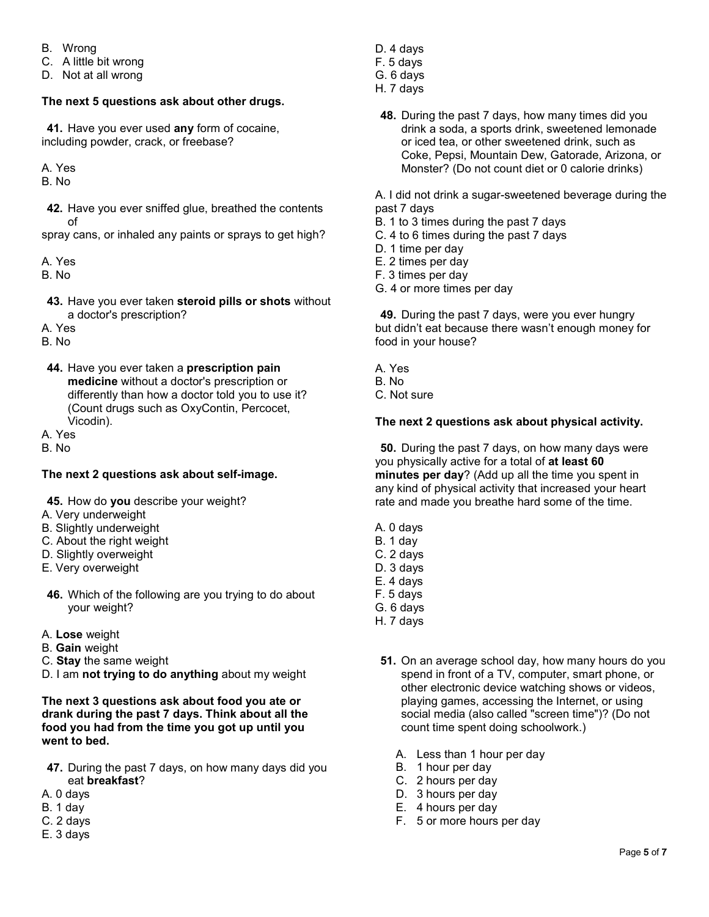B. Wrong
C. A little bit wrong
D. Not at all wrong

**The next 5 questions ask about other drugs.**

**41.** Have you ever used **any** form of cocaine, including powder, crack, or freebase?

A. Yes
B. No

**42.** Have you ever sniffed glue, breathed the contents of spray cans, or inhaled any paints or sprays to get high?

A. Yes
B. No

**43.** Have you ever taken **steroid pills or shots** without a doctor's prescription?

A. Yes
B. No

**44.** Have you ever taken a **prescription pain medicine** without a doctor's prescription or differently than how a doctor told you to use it? (Count drugs such as OxyContin, Percocet, Vicodin).

A. Yes
B. No

**The next 2 questions ask about self-image.**

**45.** How do **you** describe your weight?

A. Very underweight
B. Slightly underweight
C. About the right weight
D. Slightly overweight
E. Very overweight

**46.** Which of the following are you trying to do about your weight?

A. **Lose** weight
B. **Gain** weight
C. **Stay** the same weight
D. I am **not trying to do anything** about my weight

**The next 3 questions ask about food you ate or drank during the past 7 days. Think about all the food you had from the time you got up until you went to bed.**

**47.** During the past 7 days, on how many days did you eat **breakfast**?

A. 0 days
B. 1 day
C. 2 days
E. 3 days
D. 4 days
F. 5 days
G. 6 days
H. 7 days

**48.** During the past 7 days, how many times did you drink a soda, a sports drink, sweetened lemonade or iced tea, or other sweetened drink, such as Coke, Pepsi, Mountain Dew, Gatorade, Arizona, or Monster? (Do not count diet or 0 calorie drinks)

A. I did not drink a sugar-sweetened beverage during the past 7 days
B. 1 to 3 times during the past 7 days
C. 4 to 6 times during the past 7 days
D. 1 time per day
E. 2 times per day
F. 3 times per day
G. 4 or more times per day

**49.** During the past 7 days, were you ever hungry but didn't eat because there wasn't enough money for food in your house?

A. Yes
B. No
C. Not sure

**The next 2 questions ask about physical activity.**

**50.** During the past 7 days, on how many days were you physically active for a total of **at least 60 minutes per day**? (Add up all the time you spent in any kind of physical activity that increased your heart rate and made you breathe hard some of the time.

A. 0 days
B. 1 day
C. 2 days
D. 3 days
E. 4 days
F. 5 days
G. 6 days
H. 7 days

**51.** On an average school day, how many hours do you spend in front of a TV, computer, smart phone, or other electronic device watching shows or videos, playing games, accessing the Internet, or using social media (also called "screen time")? (Do not count time spent doing schoolwork.)

A. Less than 1 hour per day
B. 1 hour per day
C. 2 hours per day
D. 3 hours per day
E. 4 hours per day
F. 5 or more hours per day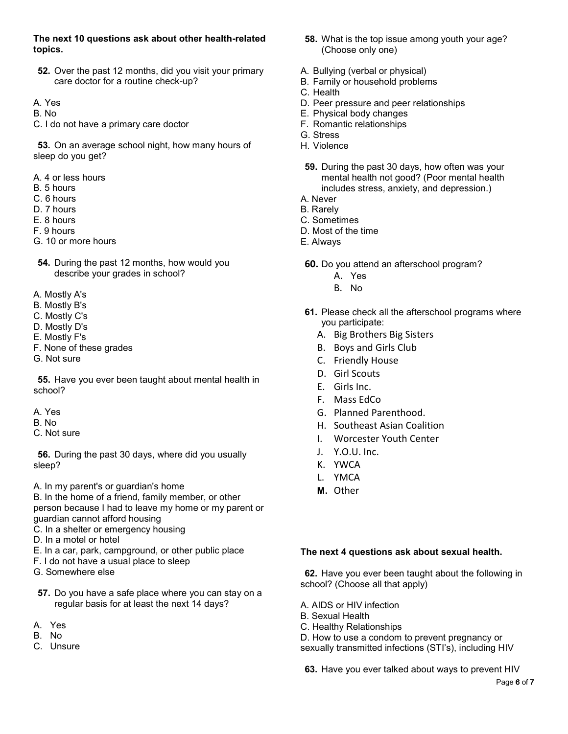**The next 10 questions ask about other health-related topics.**

**52.** Over the past 12 months, did you visit your primary care doctor for a routine check-up?

A. Yes
B. No
C. I do not have a primary care doctor

**53.** On an average school night, how many hours of sleep do you get?

A. 4 or less hours
B. 5 hours
C. 6 hours
D. 7 hours
E. 8 hours
F. 9 hours
G. 10 or more hours

**54.** During the past 12 months, how would you describe your grades in school?

A. Mostly A's
B. Mostly B's
C. Mostly C's
D. Mostly D's
E. Mostly F's
F. None of these grades
G. Not sure

**55.** Have you ever been taught about mental health in school?

A. Yes
B. No
C. Not sure

**56.** During the past 30 days, where did you usually sleep?

A. In my parent's or guardian's home
B. In the home of a friend, family member, or other person because I had to leave my home or my parent or guardian cannot afford housing
C. In a shelter or emergency housing
D. In a motel or hotel
E. In a car, park, campground, or other public place
F. I do not have a usual place to sleep
G. Somewhere else

**57.** Do you have a safe place where you can stay on a regular basis for at least the next 14 days?

A. Yes
B. No
C. Unsure

**58.** What is the top issue among youth your age? (Choose only one)

A. Bullying (verbal or physical)
B. Family or household problems
C. Health
D. Peer pressure and peer relationships
E. Physical body changes
F. Romantic relationships
G. Stress
H. Violence

**59.** During the past 30 days, how often was your mental health not good? (Poor mental health includes stress, anxiety, and depression.)

A. Never
B. Rarely
C. Sometimes
D. Most of the time
E. Always

**60.** Do you attend an afterschool program?

A. Yes
B. No

**61.** Please check all the afterschool programs where you participate:

A. Big Brothers Big Sisters
B. Boys and Girls Club
C. Friendly House
D. Girl Scouts
E. Girls Inc.
F. Mass EdCo
G. Planned Parenthood.
H. Southeast Asian Coalition
I. Worcester Youth Center
J. Y.O.U. Inc.
K. YWCA
L. YMCA
**M.** Other

**The next 4 questions ask about sexual health.**

**62.** Have you ever been taught about the following in school? (Choose all that apply)

A. AIDS or HIV infection
B. Sexual Health
C. Healthy Relationships
D. How to use a condom to prevent pregnancy or sexually transmitted infections (STI's), including HIV

**63.** Have you ever talked about ways to prevent HIV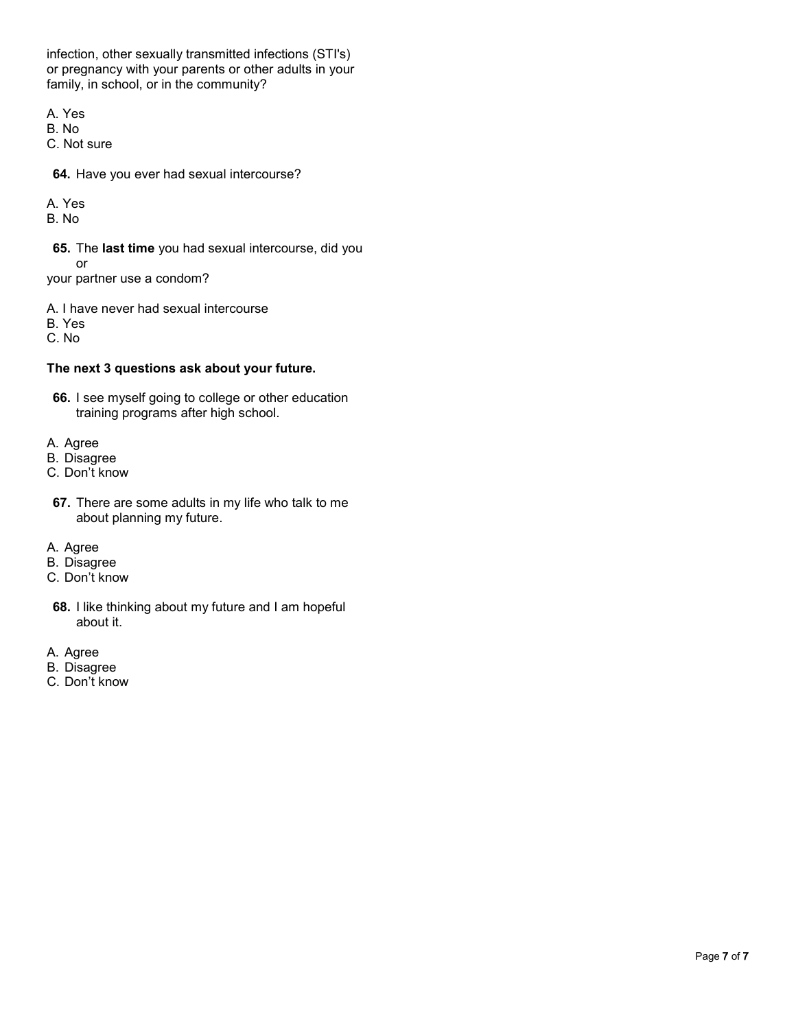infection, other sexually transmitted infections (STI's) or pregnancy with your parents or other adults in your family, in school, or in the community?

A. Yes
B. No
C. Not sure

**64.** Have you ever had sexual intercourse?

A. Yes
B. No

**65.** The **last time** you had sexual intercourse, did you or your partner use a condom?

A. I have never had sexual intercourse
B. Yes
C. No

**The next 3 questions ask about your future.**

**66.** I see myself going to college or other education training programs after high school.

A. Agree
B. Disagree
C. Don't know

**67.** There are some adults in my life who talk to me about planning my future.

A. Agree
B. Disagree
C. Don't know

**68.** I like thinking about my future and I am hopeful about it.

A. Agree
B. Disagree
C. Don't know